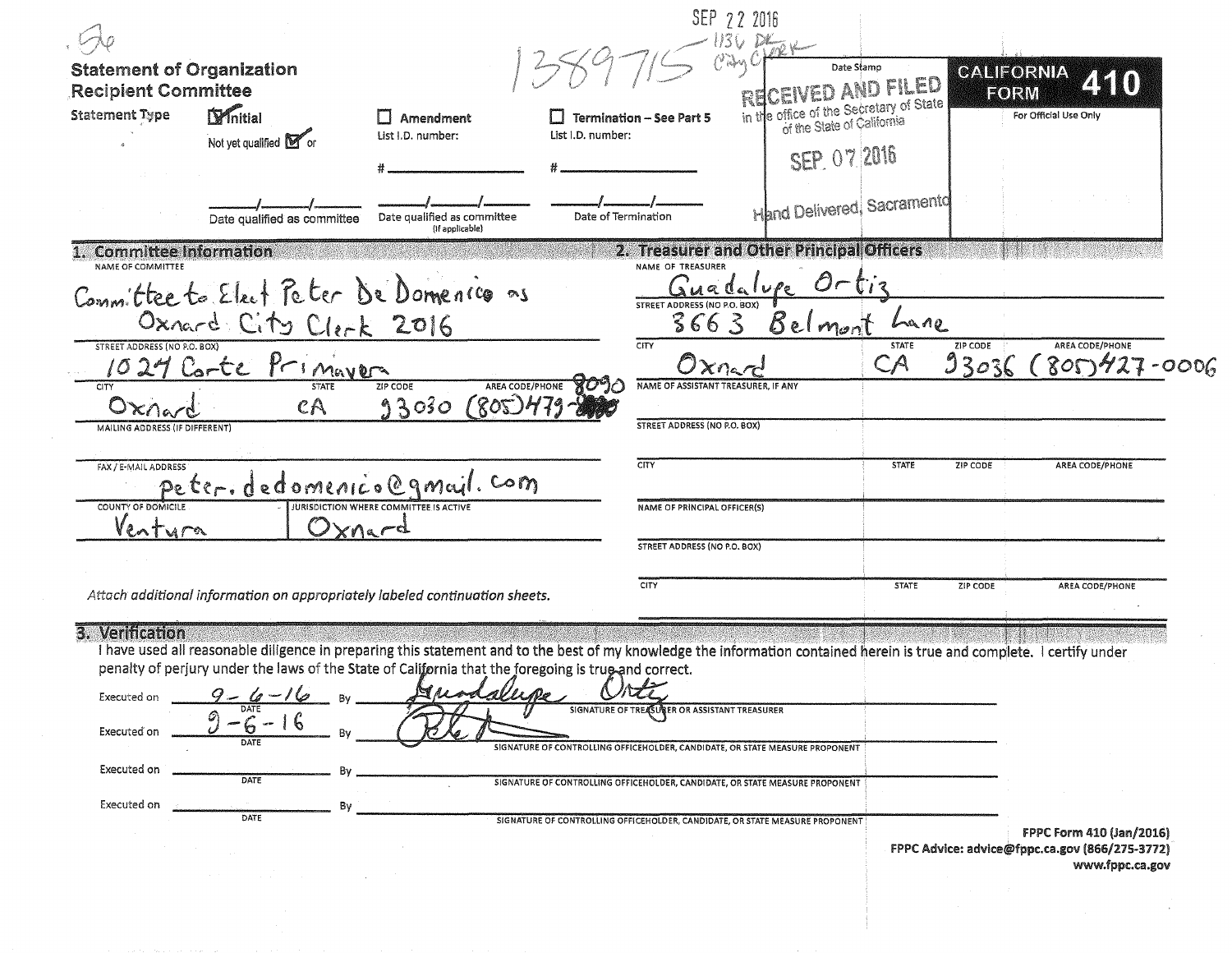56

SEP 22 2016
1389715
1136 DK
City Clerk

## Statement of Organization
## Recipient Committee

**Date Stamp**

RECEIVED AND FILED
in the office of the Secretary of State
of the State of California

SEP 07 2016

Hand Delivered, Sacramento

**CALIFORNIA FORM 410**

For Official Use Only

**Statement Type**

- [x] Initial — Not yet qualified [x] or ___/___/___ Date qualified as committee
- [ ] Amendment — List I.D. number: # ______ ___/___/___ Date qualified as committee (If applicable)
- [ ] Termination – See Part 5 — List I.D. number: # ______ ___/___/___ Date of Termination

### 1. Committee Information

NAME OF COMMITTEE
Committee to Elect Peter De Domenico as Oxnard City Clerk 2016

STREET ADDRESS (NO P.O. BOX)
1024 Corte Primavera

| CITY | STATE | ZIP CODE | AREA CODE/PHONE |
|---|---|---|---|
| Oxnard | CA | 93030 | (805)479-8090 |

MAILING ADDRESS (IF DIFFERENT)

FAX / E-MAIL ADDRESS
peter.dedomenico@gmail.com

| COUNTY OF DOMICILE | JURISDICTION WHERE COMMITTEE IS ACTIVE |
|---|---|
| Ventura | Oxnard |

*Attach additional information on appropriately labeled continuation sheets.*

### 2. Treasurer and Other Principal Officers

NAME OF TREASURER
Guadalupe Ortiz

STREET ADDRESS (NO P.O. BOX)
3663 Belmont Lane

| CITY | STATE | ZIP CODE | AREA CODE/PHONE |
|---|---|---|---|
| Oxnard | CA | 93036 | (805)427-0006 |

NAME OF ASSISTANT TREASURER, IF ANY

STREET ADDRESS (NO P.O. BOX)

| CITY | STATE | ZIP CODE | AREA CODE/PHONE |
|---|---|---|---|
| | | | |

NAME OF PRINCIPAL OFFICER(S)

STREET ADDRESS (NO P.O. BOX)

| CITY | STATE | ZIP CODE | AREA CODE/PHONE |
|---|---|---|---|
| | | | |

### 3. Verification

I have used all reasonable diligence in preparing this statement and to the best of my knowledge the information contained herein is true and complete. I certify under penalty of perjury under the laws of the State of California that the foregoing is true and correct.

| Executed on | Date | By | Signature |
|---|---|---|---|
| Executed on | 9-6-16 | By | Guadalupe Ortiz — SIGNATURE OF TREASURER OR ASSISTANT TREASURER |
| Executed on | 9-6-16 | By | [signature] — SIGNATURE OF CONTROLLING OFFICEHOLDER, CANDIDATE, OR STATE MEASURE PROPONENT |
| Executed on | | By | SIGNATURE OF CONTROLLING OFFICEHOLDER, CANDIDATE, OR STATE MEASURE PROPONENT |
| Executed on | | By | SIGNATURE OF CONTROLLING OFFICEHOLDER, CANDIDATE, OR STATE MEASURE PROPONENT |

FPPC Form 410 (Jan/2016)
FPPC Advice: advice@fppc.ca.gov (866/275-3772)
www.fppc.ca.gov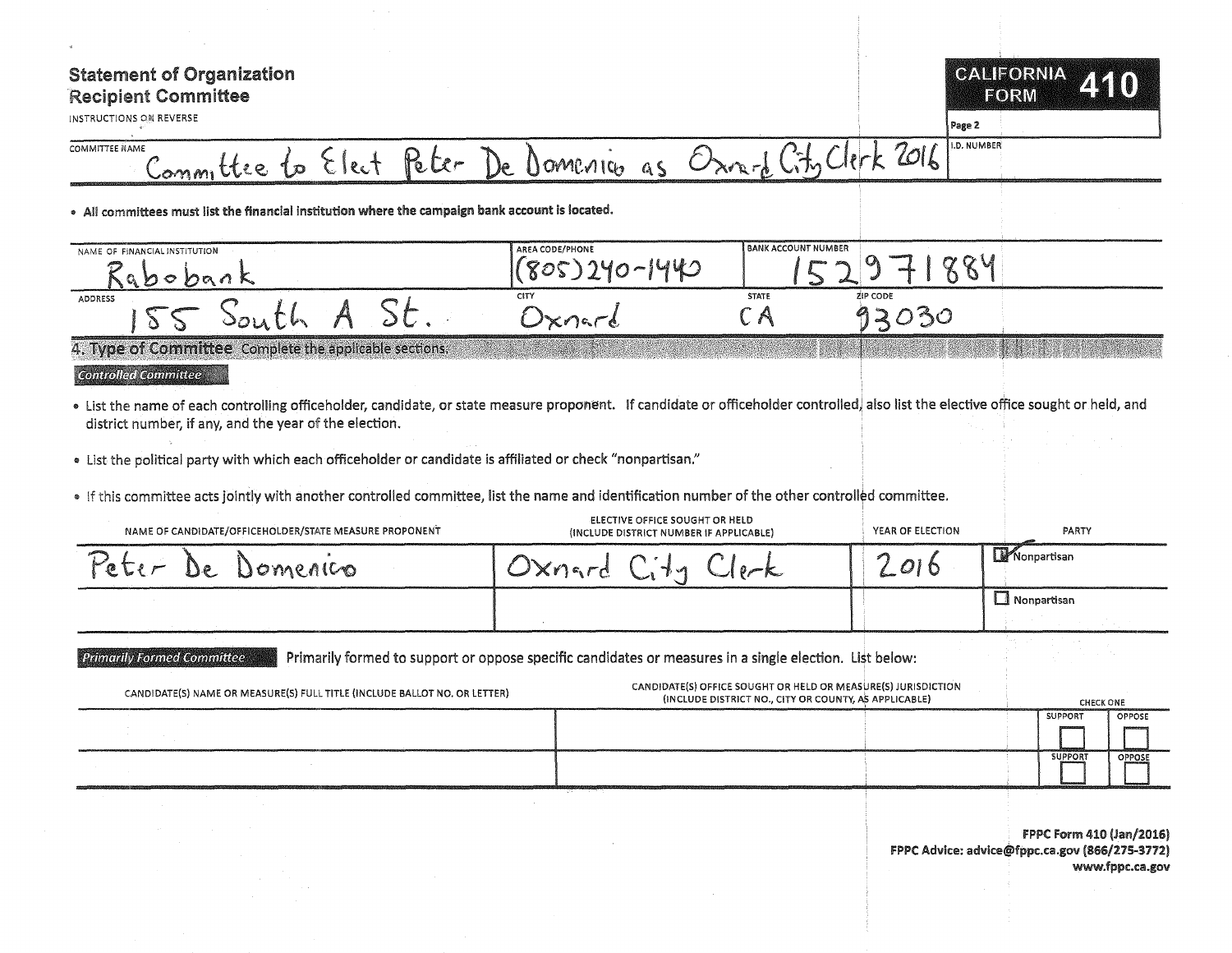# Statement of Organization
## Recipient Committee

INSTRUCTIONS ON REVERSE

**CALIFORNIA FORM 410**

Page 2

| COMMITTEE NAME | I.D. NUMBER |
|---|---|
| Committee to Elect Peter De Domenico as Oxnard City Clerk 2016 | |

- **All committees must list the financial institution where the campaign bank account is located.**

| NAME OF FINANCIAL INSTITUTION | AREA CODE/PHONE | BANK ACCOUNT NUMBER | |
|---|---|---|---|
| Rabobank | (805) 240-1440 | 152971884 | |
| **ADDRESS** | **CITY** | **STATE** | **ZIP CODE** |
| 155 South A St. | Oxnard | CA | 93030 |

## 4. Type of Committee
Complete the applicable sections.

### *Controlled Committee*

- List the name of each controlling officeholder, candidate, or state measure proponent. If candidate or officeholder controlled, also list the elective office sought or held, and district number, if any, and the year of the election.
- List the political party with which each officeholder or candidate is affiliated or check "nonpartisan."
- If this committee acts jointly with another controlled committee, list the name and identification number of the other controlled committee.

| NAME OF CANDIDATE/OFFICEHOLDER/STATE MEASURE PROPONENT | ELECTIVE OFFICE SOUGHT OR HELD (INCLUDE DISTRICT NUMBER IF APPLICABLE) | YEAR OF ELECTION | PARTY |
|---|---|---|---|
| Peter De Domenico | Oxnard City Clerk | 2016 | ☑ Nonpartisan |
| | | | ☐ Nonpartisan |

### *Primarily Formed Committee*

Primarily formed to support or oppose specific candidates or measures in a single election. List below:

| CANDIDATE(S) NAME OR MEASURE(S) FULL TITLE (INCLUDE BALLOT NO. OR LETTER) | CANDIDATE(S) OFFICE SOUGHT OR HELD OR MEASURE(S) JURISDICTION (INCLUDE DISTRICT NO., CITY OR COUNTY, AS APPLICABLE) | CHECK ONE: SUPPORT | OPPOSE |
|---|---|---|---|
| | | ☐ | ☐ |
| | | ☐ | ☐ |

**FPPC Form 410 (Jan/2016)**
**FPPC Advice: advice@fppc.ca.gov (866/275-3772)**
**www.fppc.ca.gov**